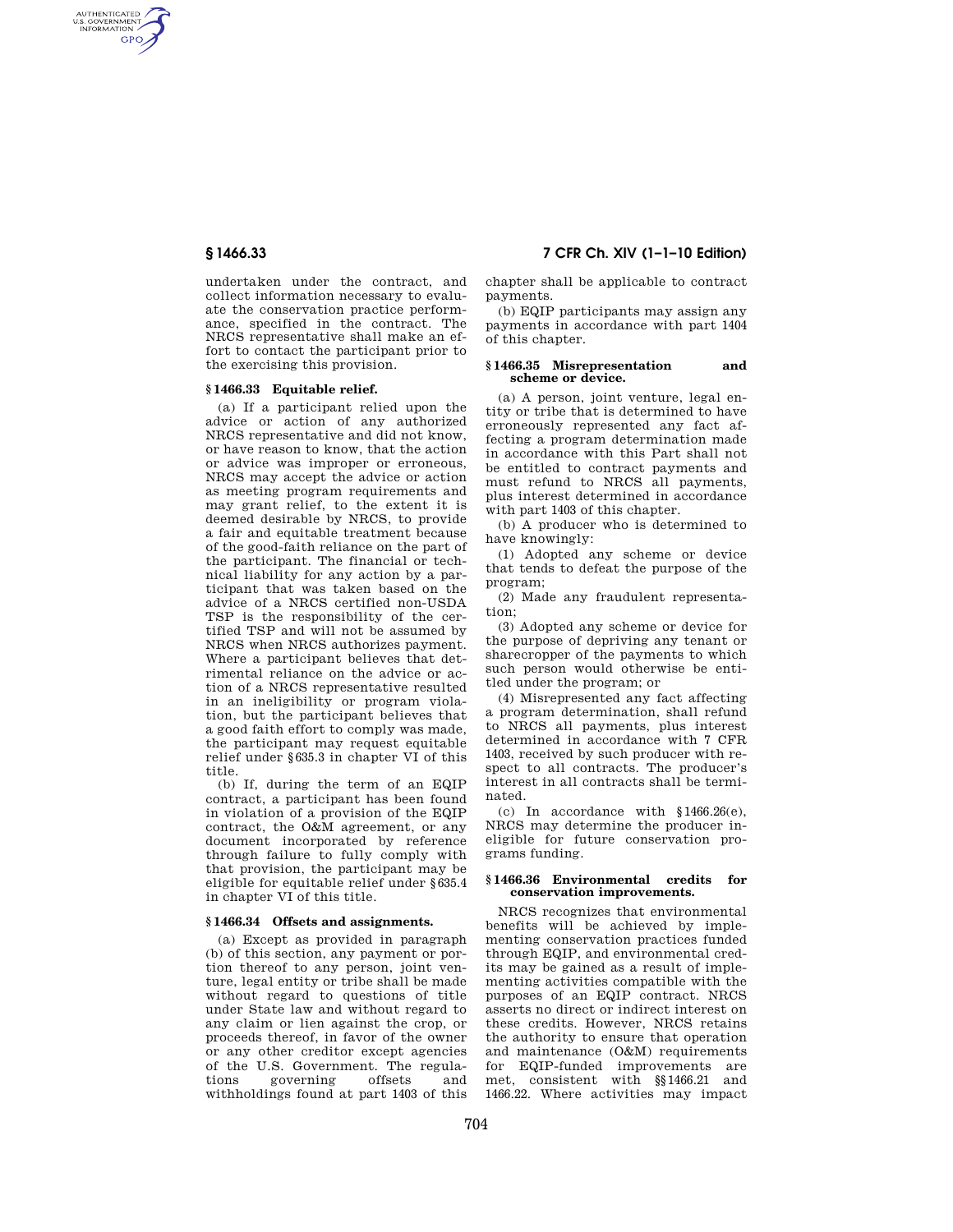undertaken under the contract, and collect information necessary to evaluate the conservation practice performance, specified in the contract. The NRCS representative shall make an effort to contact the participant prior to the exercising this provision.

### § 1466.33 Equitable relief.

(a) If a participant relied upon the advice or action of any authorized NRCS representative and did not know, or have reason to know, that the action or advice was improper or erroneous, NRCS may accept the advice or action as meeting program requirements and may grant relief, to the extent it is deemed desirable by NRCS, to provide a fair and equitable treatment because of the good-faith reliance on the part of the participant. The financial or technical liability for any action by a participant that was taken based on the advice of a NRCS certified non-USDA TSP is the responsibility of the certified TSP and will not be assumed by NRCS when NRCS authorizes payment. Where a participant believes that detrimental reliance on the advice or action of a NRCS representative resulted in an ineligibility or program violation, but the participant believes that a good faith effort to comply was made, the participant may request equitable relief under § 635.3 in chapter VI of this title.

(b) If, during the term of an EQIP contract, a participant has been found in violation of a provision of the EQIP contract, the O&M agreement, or any document incorporated by reference through failure to fully comply with that provision, the participant may be eligible for equitable relief under § 635.4 in chapter VI of this title.

### § 1466.34 Offsets and assignments.

(a) Except as provided in paragraph (b) of this section, any payment or portion thereof to any person, joint venture, legal entity or tribe shall be made without regard to questions of title under State law and without regard to any claim or lien against the crop, or proceeds thereof, in favor of the owner or any other creditor except agencies of the U.S. Government. The regulations governing offsets and withholdings found at part 1403 of this chapter shall be applicable to contract payments.

(b) EQIP participants may assign any payments in accordance with part 1404 of this chapter.

### § 1466.35 Misrepresentation and scheme or device.

(a) A person, joint venture, legal entity or tribe that is determined to have erroneously represented any fact affecting a program determination made in accordance with this Part shall not be entitled to contract payments and must refund to NRCS all payments, plus interest determined in accordance with part 1403 of this chapter.

(b) A producer who is determined to have knowingly:

(1) Adopted any scheme or device that tends to defeat the purpose of the program;

(2) Made any fraudulent representation;

(3) Adopted any scheme or device for the purpose of depriving any tenant or sharecropper of the payments to which such person would otherwise be entitled under the program; or

(4) Misrepresented any fact affecting a program determination, shall refund to NRCS all payments, plus interest determined in accordance with 7 CFR 1403, received by such producer with respect to all contracts. The producer's interest in all contracts shall be terminated.

(c) In accordance with § 1466.26(e), NRCS may determine the producer ineligible for future conservation programs funding.

### § 1466.36 Environmental credits for conservation improvements.

NRCS recognizes that environmental benefits will be achieved by implementing conservation practices funded through EQIP, and environmental credits may be gained as a result of implementing activities compatible with the purposes of an EQIP contract. NRCS asserts no direct or indirect interest on these credits. However, NRCS retains the authority to ensure that operation and maintenance (O&M) requirements for EQIP-funded improvements are met, consistent with §§ 1466.21 and 1466.22. Where activities may impact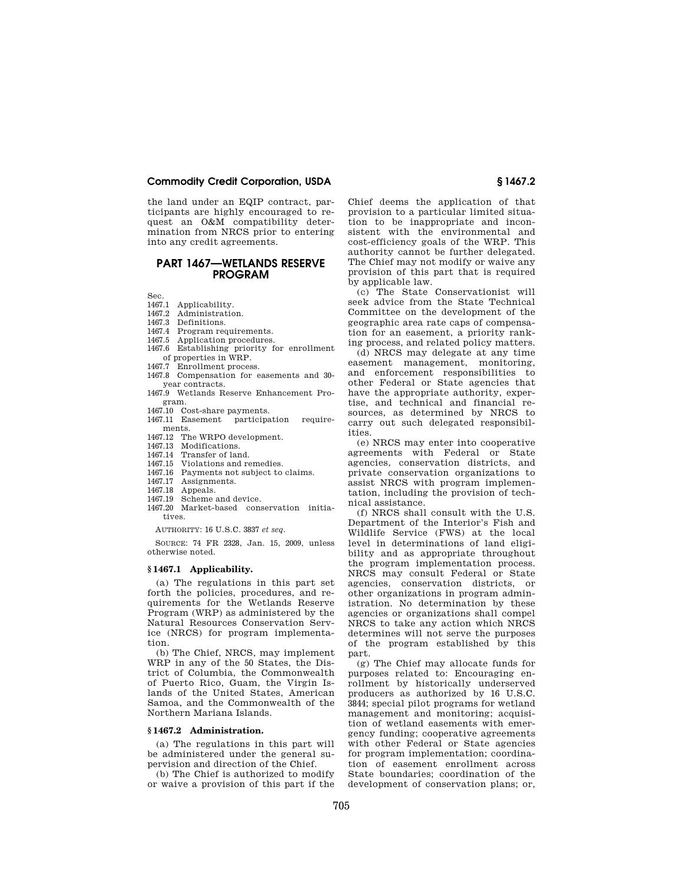the land under an EQIP contract, participants are highly encouraged to request an O&M compatibility determination from NRCS prior to entering into any credit agreements.

# PART 1467—WETLANDS RESERVE PROGRAM

Sec.
1467.1 Applicability.
1467.2 Administration.
1467.3 Definitions.
1467.4 Program requirements.
1467.5 Application procedures.
1467.6 Establishing priority for enrollment of properties in WRP.
1467.7 Enrollment process.
1467.8 Compensation for easements and 30-year contracts.
1467.9 Wetlands Reserve Enhancement Program.
1467.10 Cost-share payments.
1467.11 Easement participation requirements.
1467.12 The WRPO development.
1467.13 Modifications.
1467.14 Transfer of land.
1467.15 Violations and remedies.
1467.16 Payments not subject to claims.
1467.17 Assignments.
1467.18 Appeals.
1467.19 Scheme and device.
1467.20 Market-based conservation initiatives.

AUTHORITY: 16 U.S.C. 3837 *et seq.*

SOURCE: 74 FR 2328, Jan. 15, 2009, unless otherwise noted.

## § 1467.1 Applicability.

(a) The regulations in this part set forth the policies, procedures, and requirements for the Wetlands Reserve Program (WRP) as administered by the Natural Resources Conservation Service (NRCS) for program implementation.

(b) The Chief, NRCS, may implement WRP in any of the 50 States, the District of Columbia, the Commonwealth of Puerto Rico, Guam, the Virgin Islands of the United States, American Samoa, and the Commonwealth of the Northern Mariana Islands.

## § 1467.2 Administration.

(a) The regulations in this part will be administered under the general supervision and direction of the Chief.

(b) The Chief is authorized to modify or waive a provision of this part if the Chief deems the application of that provision to a particular limited situation to be inappropriate and inconsistent with the environmental and cost-efficiency goals of the WRP. This authority cannot be further delegated. The Chief may not modify or waive any provision of this part that is required by applicable law.

(c) The State Conservationist will seek advice from the State Technical Committee on the development of the geographic area rate caps of compensation for an easement, a priority ranking process, and related policy matters.

(d) NRCS may delegate at any time easement management, monitoring, and enforcement responsibilities to other Federal or State agencies that have the appropriate authority, expertise, and technical and financial resources, as determined by NRCS to carry out such delegated responsibilities.

(e) NRCS may enter into cooperative agreements with Federal or State agencies, conservation districts, and private conservation organizations to assist NRCS with program implementation, including the provision of technical assistance.

(f) NRCS shall consult with the U.S. Department of the Interior's Fish and Wildlife Service (FWS) at the local level in determinations of land eligibility and as appropriate throughout the program implementation process. NRCS may consult Federal or State agencies, conservation districts, or other organizations in program administration. No determination by these agencies or organizations shall compel NRCS to take any action which NRCS determines will not serve the purposes of the program established by this part.

(g) The Chief may allocate funds for purposes related to: Encouraging enrollment by historically underserved producers as authorized by 16 U.S.C. 3844; special pilot programs for wetland management and monitoring; acquisition of wetland easements with emergency funding; cooperative agreements with other Federal or State agencies for program implementation; coordination of easement enrollment across State boundaries; coordination of the development of conservation plans; or,